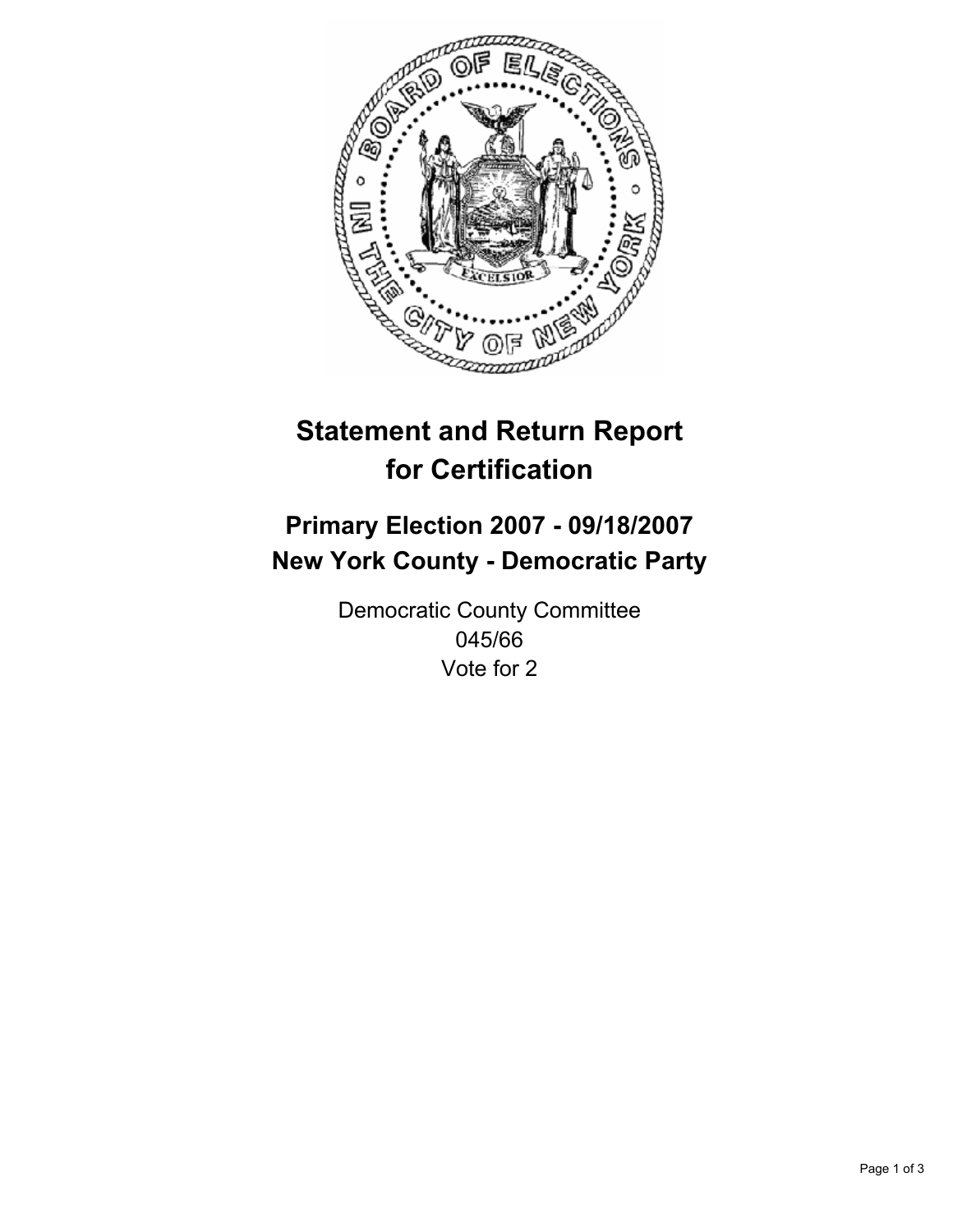# Statement and Return Report for Certification

## Primary Election 2007 - 09/18/2007
## New York County - Democratic Party

Democratic County Committee
045/66
Vote for 2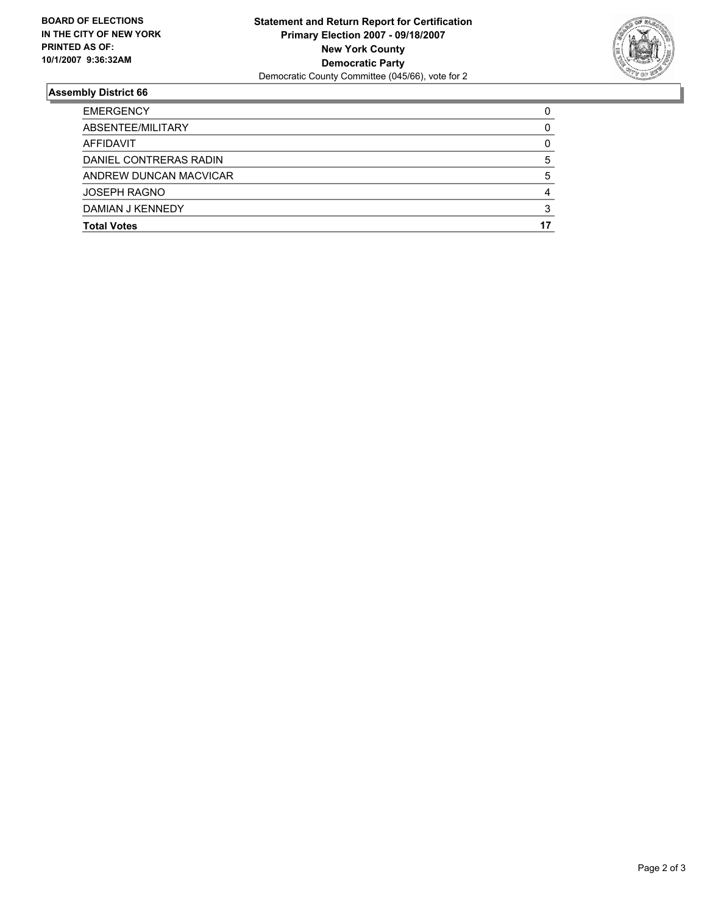**BOARD OF ELECTIONS**
**IN THE CITY OF NEW YORK**
**PRINTED AS OF:**
**10/1/2007 9:36:32AM**

**Statement and Return Report for Certification**
**Primary Election 2007 - 09/18/2007**
**New York County**
**Democratic Party**
Democratic County Committee (045/66), vote for 2

## Assembly District 66

| | |
|---|---|
| EMERGENCY | 0 |
| ABSENTEE/MILITARY | 0 |
| AFFIDAVIT | 0 |
| DANIEL CONTRERAS RADIN | 5 |
| ANDREW DUNCAN MACVICAR | 5 |
| JOSEPH RAGNO | 4 |
| DAMIAN J KENNEDY | 3 |
| **Total Votes** | **17** |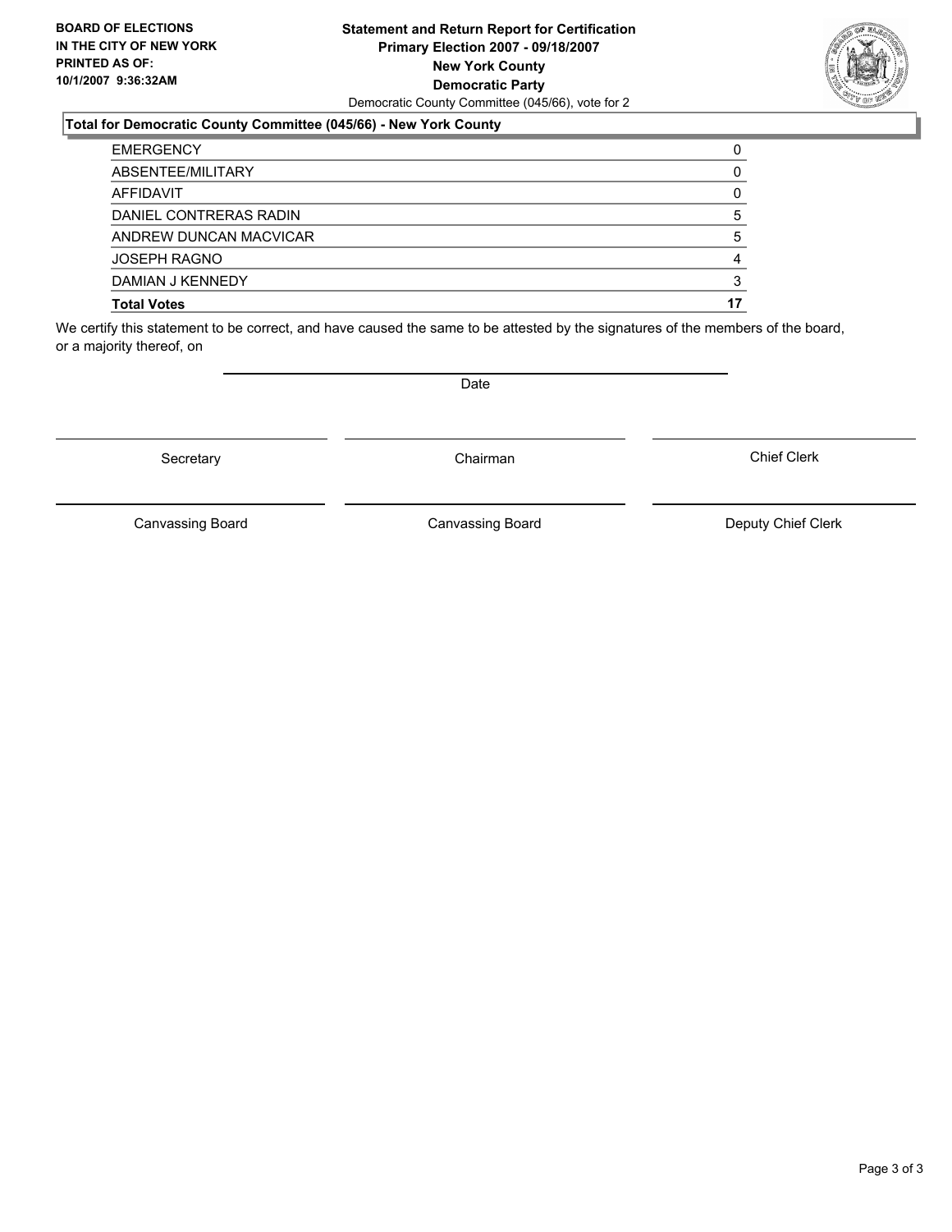**BOARD OF ELECTIONS IN THE CITY OF NEW YORK PRINTED AS OF: 10/1/2007 9:36:32AM**

**Statement and Return Report for Certification**
**Primary Election 2007 - 09/18/2007**
**New York County**
**Democratic Party**
Democratic County Committee (045/66), vote for 2

### Total for Democratic County Committee (045/66) - New York County

| | |
|---|---|
| EMERGENCY | 0 |
| ABSENTEE/MILITARY | 0 |
| AFFIDAVIT | 0 |
| DANIEL CONTRERAS RADIN | 5 |
| ANDREW DUNCAN MACVICAR | 5 |
| JOSEPH RAGNO | 4 |
| DAMIAN J KENNEDY | 3 |
| **Total Votes** | **17** |

We certify this statement to be correct, and have caused the same to be attested by the signatures of the members of the board, or a majority thereof, on

Date

Secretary

Chairman

Chief Clerk

Canvassing Board

Canvassing Board

Deputy Chief Clerk